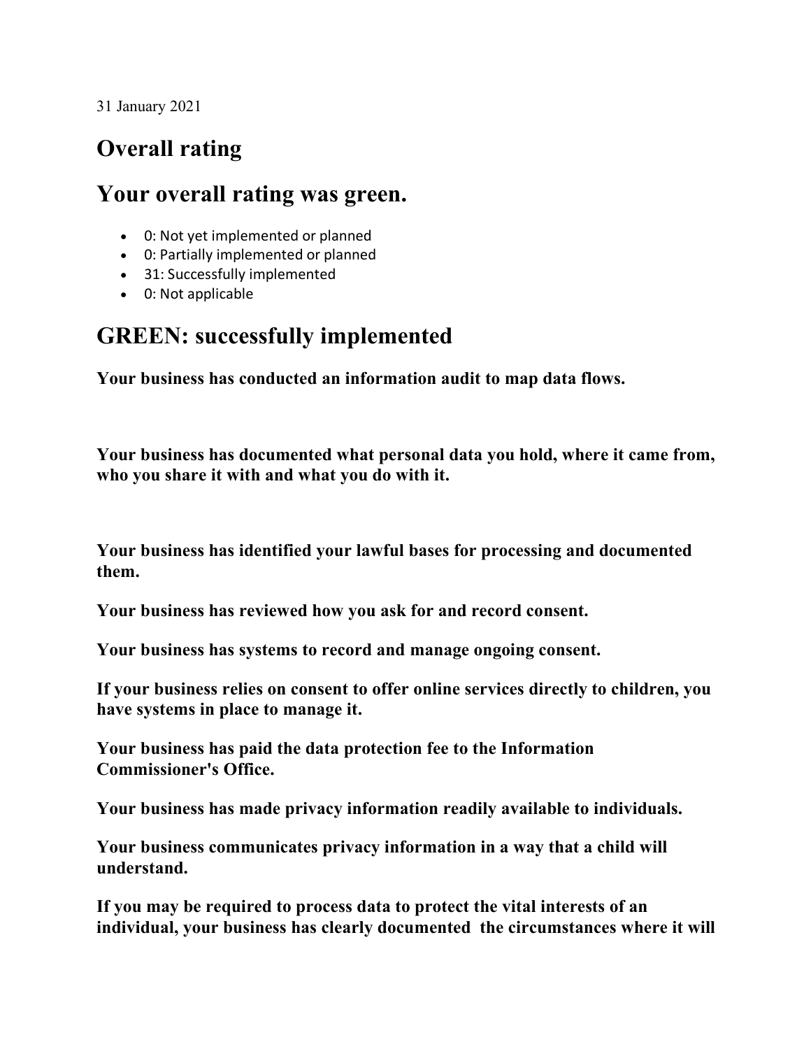31 January 2021

## Overall rating

## Your overall rating was green.

- 0: Not yet implemented or planned
- 0: Partially implemented or planned
- 31: Successfully implemented
- 0: Not applicable

## GREEN: successfully implemented

**Your business has conducted an information audit to map data flows.**

**Your business has documented what personal data you hold, where it came from, who you share it with and what you do with it.**

**Your business has identified your lawful bases for processing and documented them.**

**Your business has reviewed how you ask for and record consent.**

**Your business has systems to record and manage ongoing consent.**

**If your business relies on consent to offer online services directly to children, you have systems in place to manage it.**

**Your business has paid the data protection fee to the Information Commissioner's Office.**

**Your business has made privacy information readily available to individuals.**

**Your business communicates privacy information in a way that a child will understand.**

**If you may be required to process data to protect the vital interests of an individual, your business has clearly documented the circumstances where it will**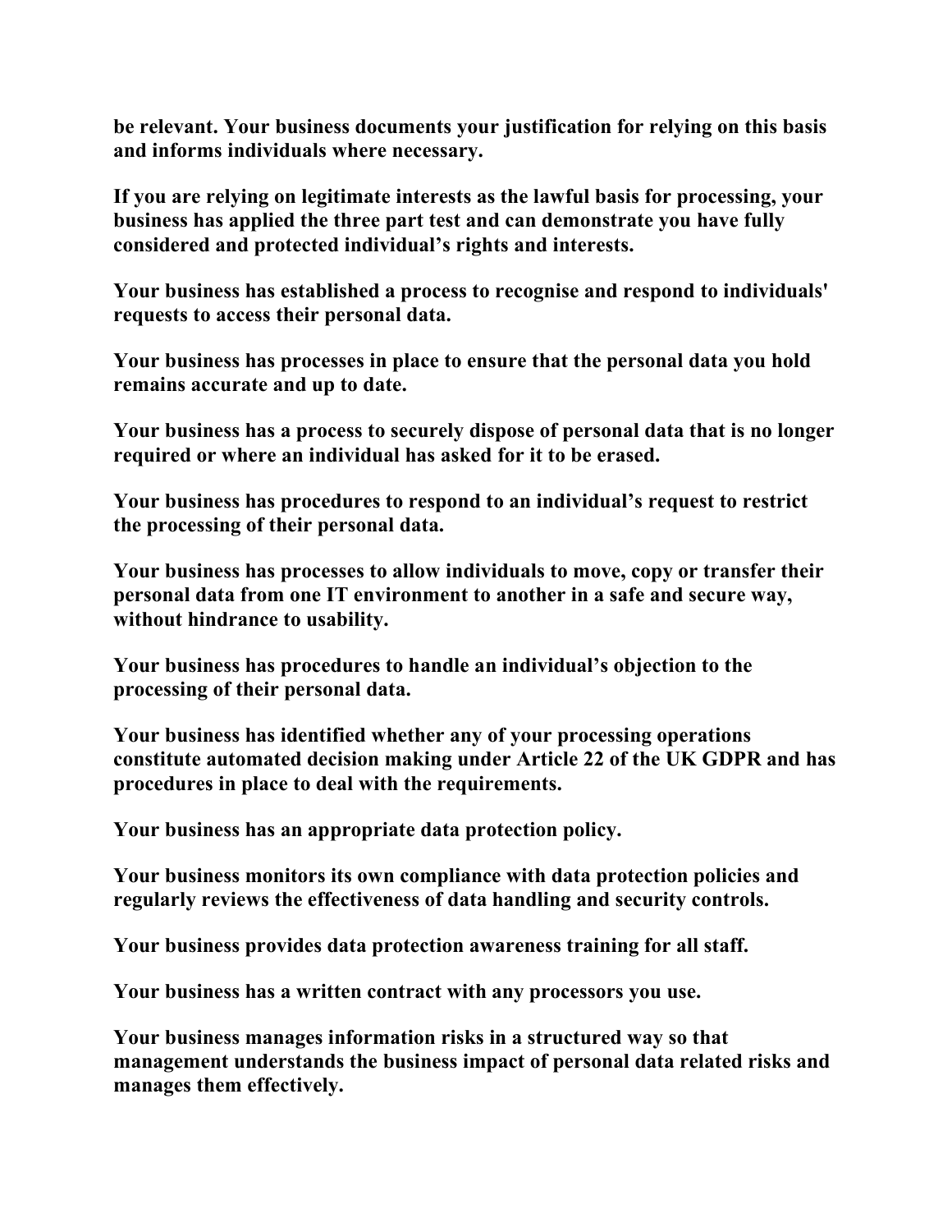**be relevant. Your business documents your justification for relying on this basis and informs individuals where necessary.**

**If you are relying on legitimate interests as the lawful basis for processing, your business has applied the three part test and can demonstrate you have fully considered and protected individual's rights and interests.**

**Your business has established a process to recognise and respond to individuals' requests to access their personal data.**

**Your business has processes in place to ensure that the personal data you hold remains accurate and up to date.**

**Your business has a process to securely dispose of personal data that is no longer required or where an individual has asked for it to be erased.**

**Your business has procedures to respond to an individual's request to restrict the processing of their personal data.**

**Your business has processes to allow individuals to move, copy or transfer their personal data from one IT environment to another in a safe and secure way, without hindrance to usability.**

**Your business has procedures to handle an individual's objection to the processing of their personal data.**

**Your business has identified whether any of your processing operations constitute automated decision making under Article 22 of the UK GDPR and has procedures in place to deal with the requirements.**

**Your business has an appropriate data protection policy.**

**Your business monitors its own compliance with data protection policies and regularly reviews the effectiveness of data handling and security controls.**

**Your business provides data protection awareness training for all staff.**

**Your business has a written contract with any processors you use.**

**Your business manages information risks in a structured way so that management understands the business impact of personal data related risks and manages them effectively.**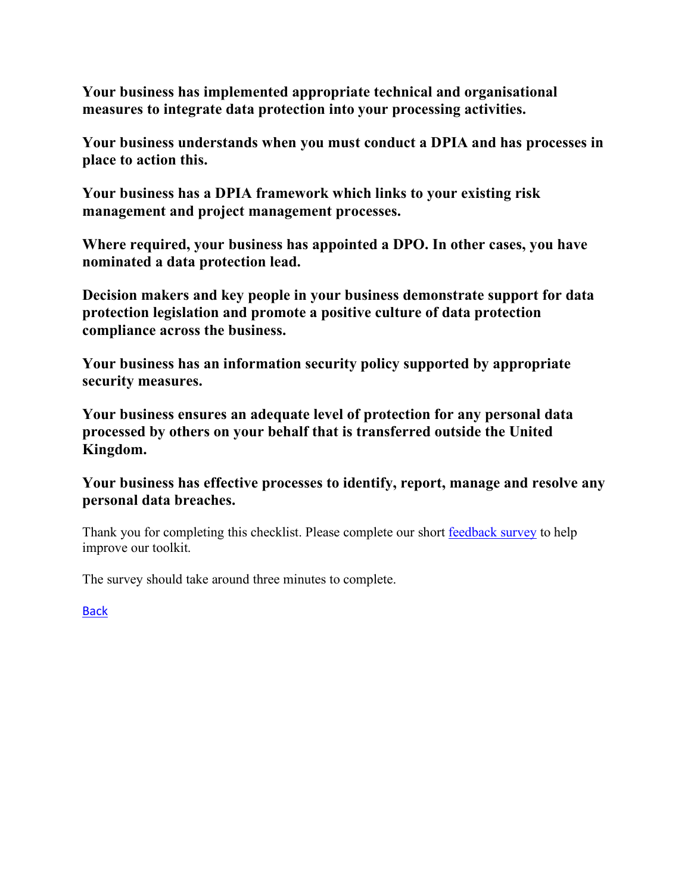**Your business has implemented appropriate technical and organisational measures to integrate data protection into your processing activities.**

**Your business understands when you must conduct a DPIA and has processes in place to action this.**

**Your business has a DPIA framework which links to your existing risk management and project management processes.**

**Where required, your business has appointed a DPO. In other cases, you have nominated a data protection lead.**

**Decision makers and key people in your business demonstrate support for data protection legislation and promote a positive culture of data protection compliance across the business.**

**Your business has an information security policy supported by appropriate security measures.**

**Your business ensures an adequate level of protection for any personal data processed by others on your behalf that is transferred outside the United Kingdom.**

**Your business has effective processes to identify, report, manage and resolve any personal data breaches.**

Thank you for completing this checklist. Please complete our short feedback survey to help improve our toolkit.

The survey should take around three minutes to complete.

Back